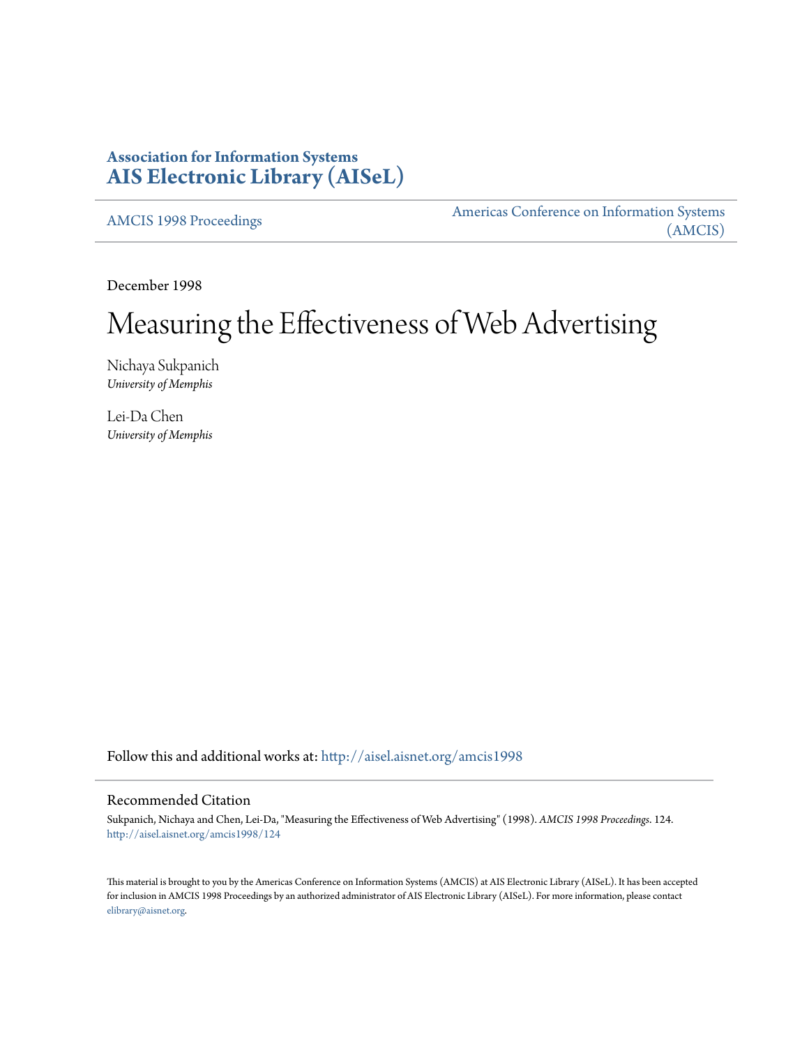**Association for Information Systems**
**[AIS Electronic Library (AISeL)](http://aisel.aisnet.org)**

AMCIS 1998 Proceedings | Americas Conference on Information Systems (AMCIS)

December 1998

# Measuring the Effectiveness of Web Advertising

Nichaya Sukpanich
*University of Memphis*

Lei-Da Chen
*University of Memphis*

Follow this and additional works at: http://aisel.aisnet.org/amcis1998

## Recommended Citation

Sukpanich, Nichaya and Chen, Lei-Da, "Measuring the Effectiveness of Web Advertising" (1998). *AMCIS 1998 Proceedings*. 124.
http://aisel.aisnet.org/amcis1998/124

This material is brought to you by the Americas Conference on Information Systems (AMCIS) at AIS Electronic Library (AISeL). It has been accepted for inclusion in AMCIS 1998 Proceedings by an authorized administrator of AIS Electronic Library (AISeL). For more information, please contact elibrary@aisnet.org.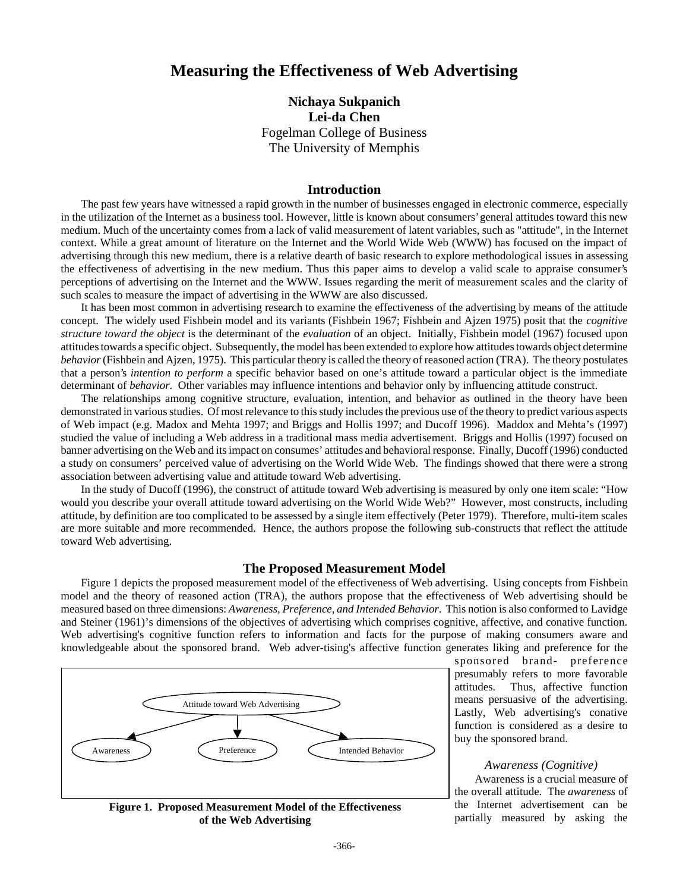# Measuring the Effectiveness of Web Advertising

**Nichaya Sukpanich**
**Lei-da Chen**
Fogelman College of Business
The University of Memphis

## Introduction

The past few years have witnessed a rapid growth in the number of businesses engaged in electronic commerce, especially in the utilization of the Internet as a business tool. However, little is known about consumers' general attitudes toward this new medium. Much of the uncertainty comes from a lack of valid measurement of latent variables, such as "attitude", in the Internet context. While a great amount of literature on the Internet and the World Wide Web (WWW) has focused on the impact of advertising through this new medium, there is a relative dearth of basic research to explore methodological issues in assessing the effectiveness of advertising in the new medium. Thus this paper aims to develop a valid scale to appraise consumer's perceptions of advertising on the Internet and the WWW. Issues regarding the merit of measurement scales and the clarity of such scales to measure the impact of advertising in the WWW are also discussed.

It has been most common in advertising research to examine the effectiveness of the advertising by means of the attitude concept. The widely used Fishbein model and its variants (Fishbein 1967; Fishbein and Ajzen 1975) posit that the *cognitive structure toward the object* is the determinant of the *evaluation* of an object. Initially, Fishbein model (1967) focused upon attitudes towards a specific object. Subsequently, the model has been extended to explore how attitudes towards object determine *behavior* (Fishbein and Ajzen, 1975). This particular theory is called the theory of reasoned action (TRA). The theory postulates that a person's *intention to perform* a specific behavior based on one's attitude toward a particular object is the immediate determinant of *behavior*. Other variables may influence intentions and behavior only by influencing attitude construct.

The relationships among cognitive structure, evaluation, intention, and behavior as outlined in the theory have been demonstrated in various studies. Of most relevance to this study includes the previous use of the theory to predict various aspects of Web impact (e.g. Madox and Mehta 1997; and Briggs and Hollis 1997; and Ducoff 1996). Maddox and Mehta's (1997) studied the value of including a Web address in a traditional mass media advertisement. Briggs and Hollis (1997) focused on banner advertising on the Web and its impact on consumes' attitudes and behavioral response. Finally, Ducoff (1996) conducted a study on consumers' perceived value of advertising on the World Wide Web. The findings showed that there were a strong association between advertising value and attitude toward Web advertising.

In the study of Ducoff (1996), the construct of attitude toward Web advertising is measured by only one item scale: "How would you describe your overall attitude toward advertising on the World Wide Web?" However, most constructs, including attitude, by definition are too complicated to be assessed by a single item effectively (Peter 1979). Therefore, multi-item scales are more suitable and more recommended. Hence, the authors propose the following sub-constructs that reflect the attitude toward Web advertising.

## The Proposed Measurement Model

Figure 1 depicts the proposed measurement model of the effectiveness of Web advertising. Using concepts from Fishbein model and the theory of reasoned action (TRA), the authors propose that the effectiveness of Web advertising should be measured based on three dimensions: *Awareness, Preference, and Intended Behavior*. This notion is also conformed to Lavidge and Steiner (1961)'s dimensions of the objectives of advertising which comprises cognitive, affective, and conative function. Web advertising's cognitive function refers to information and facts for the purpose of making consumers aware and knowledgeable about the sponsored brand. Web adver-tising's affective function generates liking and preference for the sponsored brand- preference presumably refers to more favorable attitudes. Thus, affective function means persuasive of the advertising. Lastly, Web advertising's conative function is considered as a desire to buy the sponsored brand.

Attitude toward Web Advertising → Awareness, Preference, Intended Behavior

**Figure 1. Proposed Measurement Model of the Effectiveness of the Web Advertising**

### *Awareness (Cognitive)*

Awareness is a crucial measure of the overall attitude. The *awareness* of the Internet advertisement can be partially measured by asking the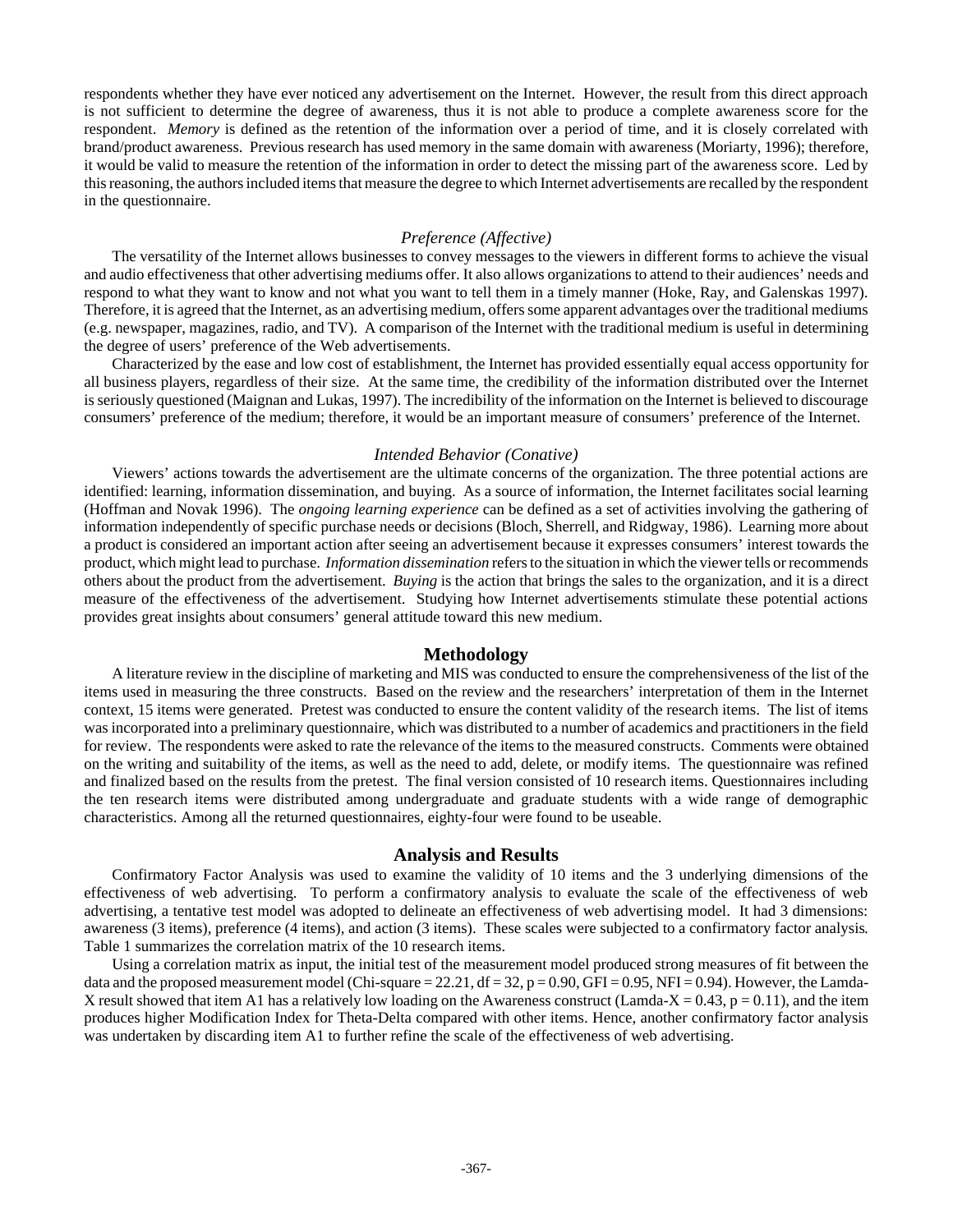respondents whether they have ever noticed any advertisement on the Internet. However, the result from this direct approach is not sufficient to determine the degree of awareness, thus it is not able to produce a complete awareness score for the respondent. *Memory* is defined as the retention of the information over a period of time, and it is closely correlated with brand/product awareness. Previous research has used memory in the same domain with awareness (Moriarty, 1996); therefore, it would be valid to measure the retention of the information in order to detect the missing part of the awareness score. Led by this reasoning, the authors included items that measure the degree to which Internet advertisements are recalled by the respondent in the questionnaire.

### *Preference (Affective)*

The versatility of the Internet allows businesses to convey messages to the viewers in different forms to achieve the visual and audio effectiveness that other advertising mediums offer. It also allows organizations to attend to their audiences' needs and respond to what they want to know and not what you want to tell them in a timely manner (Hoke, Ray, and Galenskas 1997). Therefore, it is agreed that the Internet, as an advertising medium, offers some apparent advantages over the traditional mediums (e.g. newspaper, magazines, radio, and TV). A comparison of the Internet with the traditional medium is useful in determining the degree of users' preference of the Web advertisements.

Characterized by the ease and low cost of establishment, the Internet has provided essentially equal access opportunity for all business players, regardless of their size. At the same time, the credibility of the information distributed over the Internet is seriously questioned (Maignan and Lukas, 1997). The incredibility of the information on the Internet is believed to discourage consumers' preference of the medium; therefore, it would be an important measure of consumers' preference of the Internet.

### *Intended Behavior (Conative)*

Viewers' actions towards the advertisement are the ultimate concerns of the organization. The three potential actions are identified: learning, information dissemination, and buying. As a source of information, the Internet facilitates social learning (Hoffman and Novak 1996). The *ongoing learning experience* can be defined as a set of activities involving the gathering of information independently of specific purchase needs or decisions (Bloch, Sherrell, and Ridgway, 1986). Learning more about a product is considered an important action after seeing an advertisement because it expresses consumers' interest towards the product, which might lead to purchase. *Information dissemination* refers to the situation in which the viewer tells or recommends others about the product from the advertisement. *Buying* is the action that brings the sales to the organization, and it is a direct measure of the effectiveness of the advertisement. Studying how Internet advertisements stimulate these potential actions provides great insights about consumers' general attitude toward this new medium.

## Methodology

A literature review in the discipline of marketing and MIS was conducted to ensure the comprehensiveness of the list of the items used in measuring the three constructs. Based on the review and the researchers' interpretation of them in the Internet context, 15 items were generated. Pretest was conducted to ensure the content validity of the research items. The list of items was incorporated into a preliminary questionnaire, which was distributed to a number of academics and practitioners in the field for review. The respondents were asked to rate the relevance of the items to the measured constructs. Comments were obtained on the writing and suitability of the items, as well as the need to add, delete, or modify items. The questionnaire was refined and finalized based on the results from the pretest. The final version consisted of 10 research items. Questionnaires including the ten research items were distributed among undergraduate and graduate students with a wide range of demographic characteristics. Among all the returned questionnaires, eighty-four were found to be useable.

## Analysis and Results

Confirmatory Factor Analysis was used to examine the validity of 10 items and the 3 underlying dimensions of the effectiveness of web advertising. To perform a confirmatory analysis to evaluate the scale of the effectiveness of web advertising, a tentative test model was adopted to delineate an effectiveness of web advertising model. It had 3 dimensions: awareness (3 items), preference (4 items), and action (3 items). These scales were subjected to a confirmatory factor analysis. Table 1 summarizes the correlation matrix of the 10 research items.

Using a correlation matrix as input, the initial test of the measurement model produced strong measures of fit between the data and the proposed measurement model (Chi-square = 22.21, df = 32, $p = 0.90$, GFI = 0.95, NFI = 0.94). However, the Lamda-X result showed that item A1 has a relatively low loading on the Awareness construct (Lamda-X = 0.43, $p = 0.11$), and the item produces higher Modification Index for Theta-Delta compared with other items. Hence, another confirmatory factor analysis was undertaken by discarding item A1 to further refine the scale of the effectiveness of web advertising.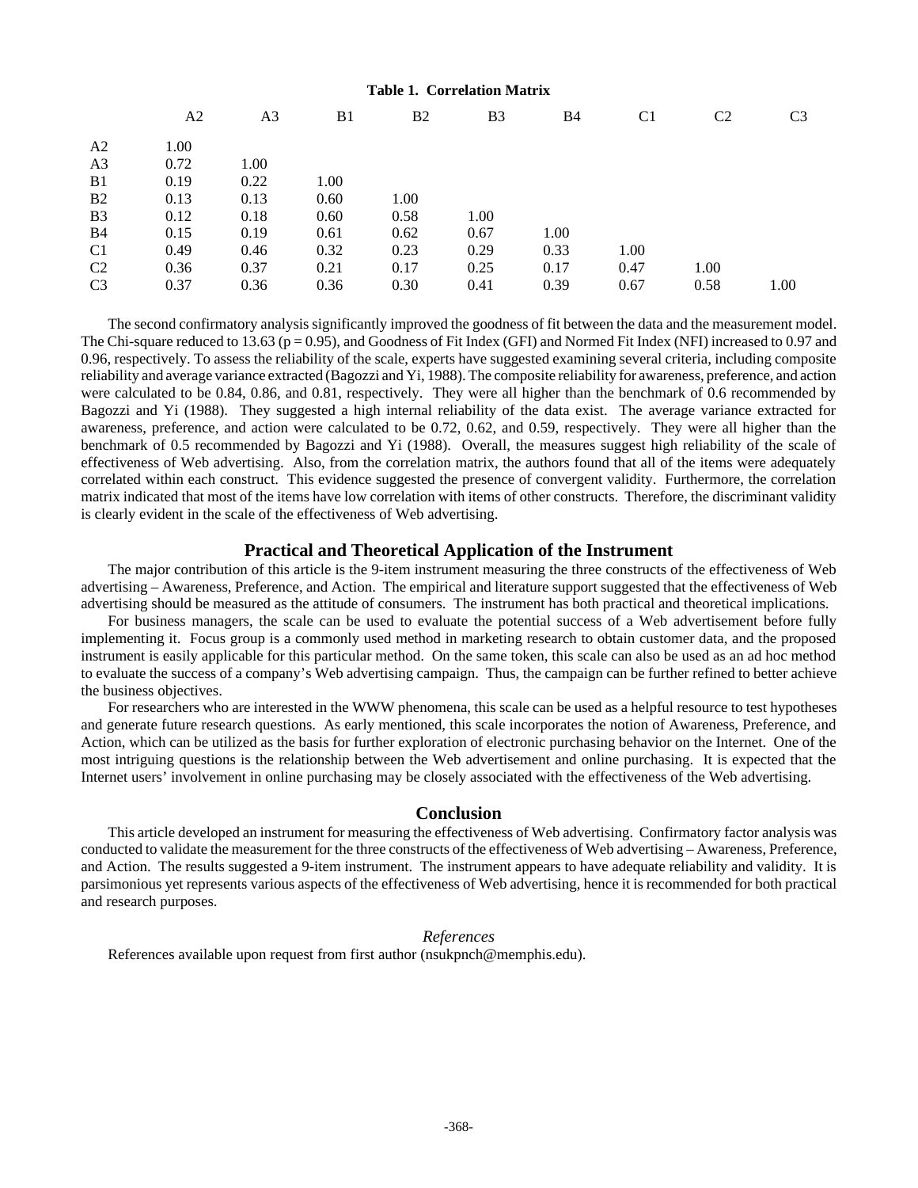**Table 1. Correlation Matrix**

| | A2 | A3 | B1 | B2 | B3 | B4 | C1 | C2 | C3 |
|---|---|---|---|---|---|---|---|---|---|
| A2 | 1.00 | | | | | | | | |
| A3 | 0.72 | 1.00 | | | | | | | |
| B1 | 0.19 | 0.22 | 1.00 | | | | | | |
| B2 | 0.13 | 0.13 | 0.60 | 1.00 | | | | | |
| B3 | 0.12 | 0.18 | 0.60 | 0.58 | 1.00 | | | | |
| B4 | 0.15 | 0.19 | 0.61 | 0.62 | 0.67 | 1.00 | | | |
| C1 | 0.49 | 0.46 | 0.32 | 0.23 | 0.29 | 0.33 | 1.00 | | |
| C2 | 0.36 | 0.37 | 0.21 | 0.17 | 0.25 | 0.17 | 0.47 | 1.00 | |
| C3 | 0.37 | 0.36 | 0.36 | 0.30 | 0.41 | 0.39 | 0.67 | 0.58 | 1.00 |

The second confirmatory analysis significantly improved the goodness of fit between the data and the measurement model. The Chi-square reduced to 13.63 ($p = 0.95$), and Goodness of Fit Index (GFI) and Normed Fit Index (NFI) increased to 0.97 and 0.96, respectively. To assess the reliability of the scale, experts have suggested examining several criteria, including composite reliability and average variance extracted (Bagozzi and Yi, 1988). The composite reliability for awareness, preference, and action were calculated to be 0.84, 0.86, and 0.81, respectively. They were all higher than the benchmark of 0.6 recommended by Bagozzi and Yi (1988). They suggested a high internal reliability of the data exist. The average variance extracted for awareness, preference, and action were calculated to be 0.72, 0.62, and 0.59, respectively. They were all higher than the benchmark of 0.5 recommended by Bagozzi and Yi (1988). Overall, the measures suggest high reliability of the scale of effectiveness of Web advertising. Also, from the correlation matrix, the authors found that all of the items were adequately correlated within each construct. This evidence suggested the presence of convergent validity. Furthermore, the correlation matrix indicated that most of the items have low correlation with items of other constructs. Therefore, the discriminant validity is clearly evident in the scale of the effectiveness of Web advertising.

## Practical and Theoretical Application of the Instrument

The major contribution of this article is the 9-item instrument measuring the three constructs of the effectiveness of Web advertising – Awareness, Preference, and Action. The empirical and literature support suggested that the effectiveness of Web advertising should be measured as the attitude of consumers. The instrument has both practical and theoretical implications.

For business managers, the scale can be used to evaluate the potential success of a Web advertisement before fully implementing it. Focus group is a commonly used method in marketing research to obtain customer data, and the proposed instrument is easily applicable for this particular method. On the same token, this scale can also be used as an ad hoc method to evaluate the success of a company's Web advertising campaign. Thus, the campaign can be further refined to better achieve the business objectives.

For researchers who are interested in the WWW phenomena, this scale can be used as a helpful resource to test hypotheses and generate future research questions. As early mentioned, this scale incorporates the notion of Awareness, Preference, and Action, which can be utilized as the basis for further exploration of electronic purchasing behavior on the Internet. One of the most intriguing questions is the relationship between the Web advertisement and online purchasing. It is expected that the Internet users' involvement in online purchasing may be closely associated with the effectiveness of the Web advertising.

## Conclusion

This article developed an instrument for measuring the effectiveness of Web advertising. Confirmatory factor analysis was conducted to validate the measurement for the three constructs of the effectiveness of Web advertising – Awareness, Preference, and Action. The results suggested a 9-item instrument. The instrument appears to have adequate reliability and validity. It is parsimonious yet represents various aspects of the effectiveness of Web advertising, hence it is recommended for both practical and research purposes.

### *References*

References available upon request from first author (nsukpnch@memphis.edu).